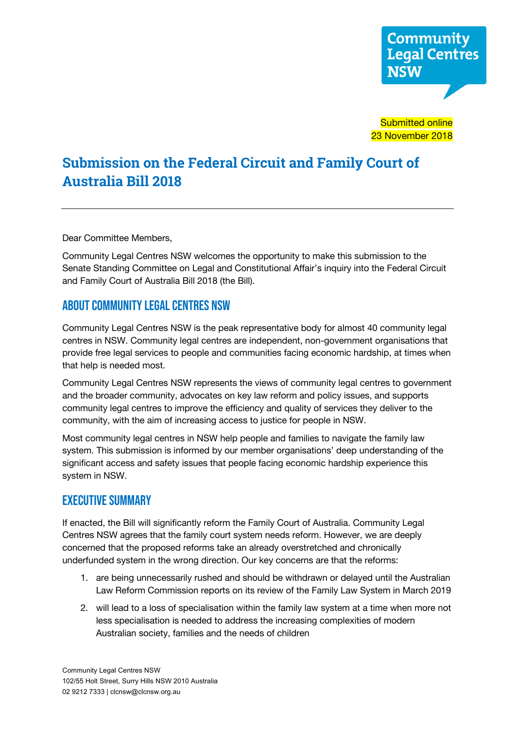Community Legal Centres NSW

Submitted online
23 November 2018

# Submission on the Federal Circuit and Family Court of Australia Bill 2018

Dear Committee Members,

Community Legal Centres NSW welcomes the opportunity to make this submission to the Senate Standing Committee on Legal and Constitutional Affair's inquiry into the Federal Circuit and Family Court of Australia Bill 2018 (the Bill).

## About Community Legal Centres NSW

Community Legal Centres NSW is the peak representative body for almost 40 community legal centres in NSW. Community legal centres are independent, non-government organisations that provide free legal services to people and communities facing economic hardship, at times when that help is needed most.

Community Legal Centres NSW represents the views of community legal centres to government and the broader community, advocates on key law reform and policy issues, and supports community legal centres to improve the efficiency and quality of services they deliver to the community, with the aim of increasing access to justice for people in NSW.

Most community legal centres in NSW help people and families to navigate the family law system. This submission is informed by our member organisations' deep understanding of the significant access and safety issues that people facing economic hardship experience this system in NSW.

## Executive summary

If enacted, the Bill will significantly reform the Family Court of Australia. Community Legal Centres NSW agrees that the family court system needs reform. However, we are deeply concerned that the proposed reforms take an already overstretched and chronically underfunded system in the wrong direction. Our key concerns are that the reforms:

1. are being unnecessarily rushed and should be withdrawn or delayed until the Australian Law Reform Commission reports on its review of the Family Law System in March 2019
2. will lead to a loss of specialisation within the family law system at a time when more not less specialisation is needed to address the increasing complexities of modern Australian society, families and the needs of children

Community Legal Centres NSW
102/55 Holt Street, Surry Hills NSW 2010 Australia
02 9212 7333 | clcnsw@clcnsw.org.au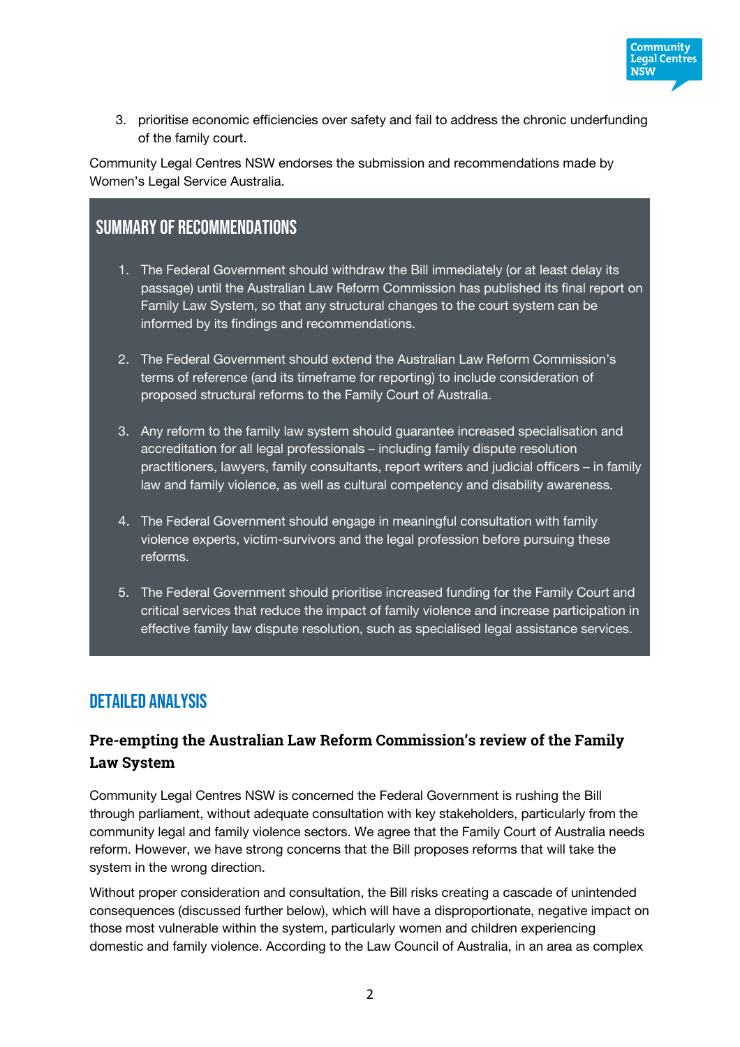3. prioritise economic efficiencies over safety and fail to address the chronic underfunding of the family court.

Community Legal Centres NSW endorses the submission and recommendations made by Women's Legal Service Australia.

## SUMMARY OF RECOMMENDATIONS

1. The Federal Government should withdraw the Bill immediately (or at least delay its passage) until the Australian Law Reform Commission has published its final report on Family Law System, so that any structural changes to the court system can be informed by its findings and recommendations.

2. The Federal Government should extend the Australian Law Reform Commission's terms of reference (and its timeframe for reporting) to include consideration of proposed structural reforms to the Family Court of Australia.

3. Any reform to the family law system should guarantee increased specialisation and accreditation for all legal professionals – including family dispute resolution practitioners, lawyers, family consultants, report writers and judicial officers – in family law and family violence, as well as cultural competency and disability awareness.

4. The Federal Government should engage in meaningful consultation with family violence experts, victim-survivors and the legal profession before pursuing these reforms.

5. The Federal Government should prioritise increased funding for the Family Court and critical services that reduce the impact of family violence and increase participation in effective family law dispute resolution, such as specialised legal assistance services.

## DETAILED ANALYSIS

### Pre-empting the Australian Law Reform Commission's review of the Family Law System

Community Legal Centres NSW is concerned the Federal Government is rushing the Bill through parliament, without adequate consultation with key stakeholders, particularly from the community legal and family violence sectors. We agree that the Family Court of Australia needs reform. However, we have strong concerns that the Bill proposes reforms that will take the system in the wrong direction.

Without proper consideration and consultation, the Bill risks creating a cascade of unintended consequences (discussed further below), which will have a disproportionate, negative impact on those most vulnerable within the system, particularly women and children experiencing domestic and family violence. According to the Law Council of Australia, in an area as complex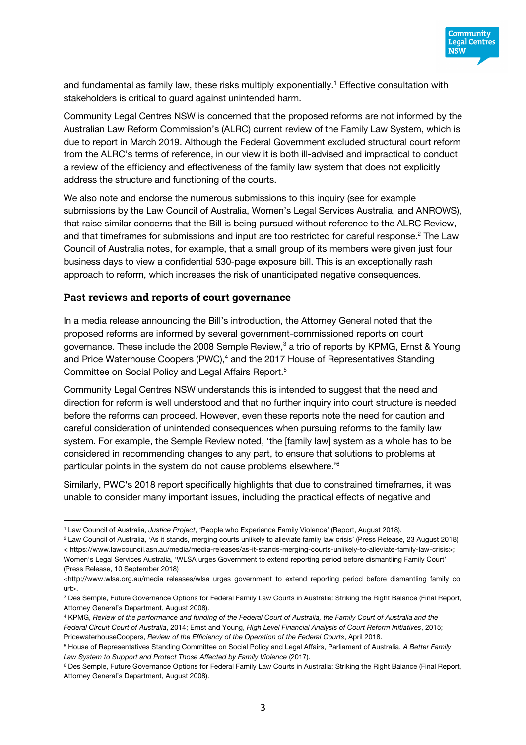and fundamental as family law, these risks multiply exponentially.[1] Effective consultation with stakeholders is critical to guard against unintended harm.

Community Legal Centres NSW is concerned that the proposed reforms are not informed by the Australian Law Reform Commission's (ALRC) current review of the Family Law System, which is due to report in March 2019. Although the Federal Government excluded structural court reform from the ALRC's terms of reference, in our view it is both ill-advised and impractical to conduct a review of the efficiency and effectiveness of the family law system that does not explicitly address the structure and functioning of the courts.

We also note and endorse the numerous submissions to this inquiry (see for example submissions by the Law Council of Australia, Women's Legal Services Australia, and ANROWS), that raise similar concerns that the Bill is being pursued without reference to the ALRC Review, and that timeframes for submissions and input are too restricted for careful response.[2] The Law Council of Australia notes, for example, that a small group of its members were given just four business days to view a confidential 530-page exposure bill. This is an exceptionally rash approach to reform, which increases the risk of unanticipated negative consequences.

## Past reviews and reports of court governance

In a media release announcing the Bill's introduction, the Attorney General noted that the proposed reforms are informed by several government-commissioned reports on court governance. These include the 2008 Semple Review,[3] a trio of reports by KPMG, Ernst & Young and Price Waterhouse Coopers (PWC),[4] and the 2017 House of Representatives Standing Committee on Social Policy and Legal Affairs Report.[5]

Community Legal Centres NSW understands this is intended to suggest that the need and direction for reform is well understood and that no further inquiry into court structure is needed before the reforms can proceed. However, even these reports note the need for caution and careful consideration of unintended consequences when pursuing reforms to the family law system. For example, the Semple Review noted, 'the [family law] system as a whole has to be considered in recommending changes to any part, to ensure that solutions to problems at particular points in the system do not cause problems elsewhere.'[6]

Similarly, PWC's 2018 report specifically highlights that due to constrained timeframes, it was unable to consider many important issues, including the practical effects of negative and

---

[1] Law Council of Australia, *Justice Project*, 'People who Experience Family Violence' (Report, August 2018).

[2] Law Council of Australia, 'As it stands, merging courts unlikely to alleviate family law crisis' (Press Release, 23 August 2018) < https://www.lawcouncil.asn.au/media/media-releases/as-it-stands-merging-courts-unlikely-to-alleviate-family-law-crisis>; Women's Legal Services Australia, 'WLSA urges Government to extend reporting period before dismantling Family Court' (Press Release, 10 September 2018) <http://www.wlsa.org.au/media_releases/wlsa_urges_government_to_extend_reporting_period_before_dismantling_family_court>.

[3] Des Semple, Future Governance Options for Federal Family Law Courts in Australia: Striking the Right Balance (Final Report, Attorney General's Department, August 2008).

[4] KPMG, *Review of the performance and funding of the Federal Court of Australia, the Family Court of Australia and the Federal Circuit Court of Australia*, 2014; Ernst and Young, *High Level Financial Analysis of Court Reform Initiatives*, 2015; PricewaterhouseCoopers, *Review of the Efficiency of the Operation of the Federal Courts*, April 2018.

[5] House of Representatives Standing Committee on Social Policy and Legal Affairs, Parliament of Australia, *A Better Family Law System to Support and Protect Those Affected by Family Violence* (2017).

[6] Des Semple, Future Governance Options for Federal Family Law Courts in Australia: Striking the Right Balance (Final Report, Attorney General's Department, August 2008).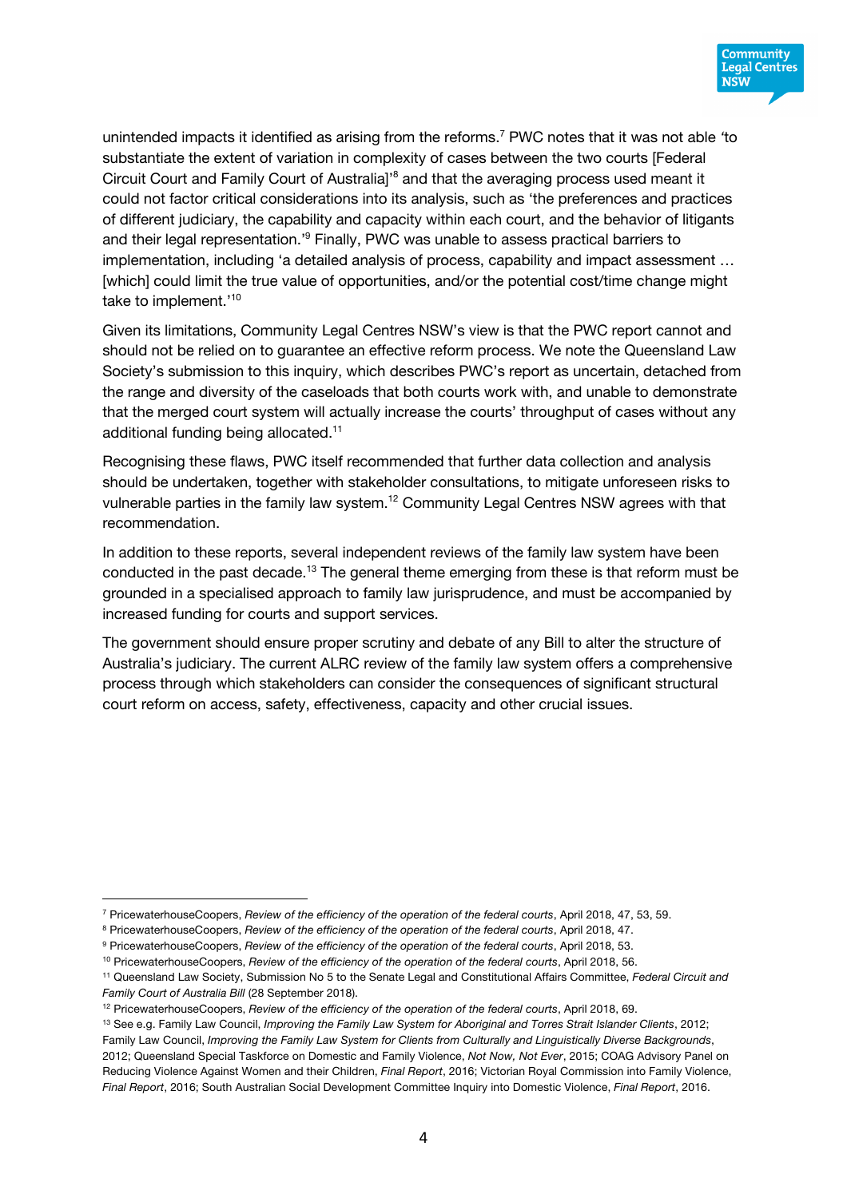unintended impacts it identified as arising from the reforms.[7] PWC notes that it was not able 'to substantiate the extent of variation in complexity of cases between the two courts [Federal Circuit Court and Family Court of Australia]'[8] and that the averaging process used meant it could not factor critical considerations into its analysis, such as 'the preferences and practices of different judiciary, the capability and capacity within each court, and the behavior of litigants and their legal representation.'[9] Finally, PWC was unable to assess practical barriers to implementation, including 'a detailed analysis of process, capability and impact assessment … [which] could limit the true value of opportunities, and/or the potential cost/time change might take to implement.'[10]

Given its limitations, Community Legal Centres NSW's view is that the PWC report cannot and should not be relied on to guarantee an effective reform process. We note the Queensland Law Society's submission to this inquiry, which describes PWC's report as uncertain, detached from the range and diversity of the caseloads that both courts work with, and unable to demonstrate that the merged court system will actually increase the courts' throughput of cases without any additional funding being allocated.[11]

Recognising these flaws, PWC itself recommended that further data collection and analysis should be undertaken, together with stakeholder consultations, to mitigate unforeseen risks to vulnerable parties in the family law system.[12] Community Legal Centres NSW agrees with that recommendation.

In addition to these reports, several independent reviews of the family law system have been conducted in the past decade.[13] The general theme emerging from these is that reform must be grounded in a specialised approach to family law jurisprudence, and must be accompanied by increased funding for courts and support services.

The government should ensure proper scrutiny and debate of any Bill to alter the structure of Australia's judiciary. The current ALRC review of the family law system offers a comprehensive process through which stakeholders can consider the consequences of significant structural court reform on access, safety, effectiveness, capacity and other crucial issues.

---

[7] PricewaterhouseCoopers, *Review of the efficiency of the operation of the federal courts*, April 2018, 47, 53, 59.

[8] PricewaterhouseCoopers, *Review of the efficiency of the operation of the federal courts*, April 2018, 47.

[9] PricewaterhouseCoopers, *Review of the efficiency of the operation of the federal courts*, April 2018, 53.

[10] PricewaterhouseCoopers, *Review of the efficiency of the operation of the federal courts*, April 2018, 56.

[11] Queensland Law Society, Submission No 5 to the Senate Legal and Constitutional Affairs Committee, *Federal Circuit and Family Court of Australia Bill* (28 September 2018).

[12] PricewaterhouseCoopers, *Review of the efficiency of the operation of the federal courts*, April 2018, 69.

[13] See e.g. Family Law Council, *Improving the Family Law System for Aboriginal and Torres Strait Islander Clients*, 2012; Family Law Council, *Improving the Family Law System for Clients from Culturally and Linguistically Diverse Backgrounds*, 2012; Queensland Special Taskforce on Domestic and Family Violence, *Not Now, Not Ever*, 2015; COAG Advisory Panel on Reducing Violence Against Women and their Children, *Final Report*, 2016; Victorian Royal Commission into Family Violence, *Final Report*, 2016; South Australian Social Development Committee Inquiry into Domestic Violence, *Final Report*, 2016.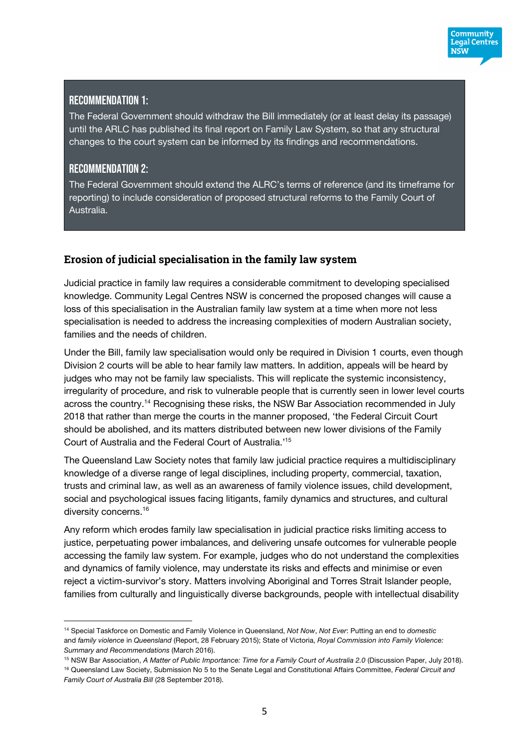### RECOMMENDATION 1:

The Federal Government should withdraw the Bill immediately (or at least delay its passage) until the ARLC has published its final report on Family Law System, so that any structural changes to the court system can be informed by its findings and recommendations.

### RECOMMENDATION 2:

The Federal Government should extend the ALRC's terms of reference (and its timeframe for reporting) to include consideration of proposed structural reforms to the Family Court of Australia.

## Erosion of judicial specialisation in the family law system

Judicial practice in family law requires a considerable commitment to developing specialised knowledge. Community Legal Centres NSW is concerned the proposed changes will cause a loss of this specialisation in the Australian family law system at a time when more not less specialisation is needed to address the increasing complexities of modern Australian society, families and the needs of children.

Under the Bill, family law specialisation would only be required in Division 1 courts, even though Division 2 courts will be able to hear family law matters. In addition, appeals will be heard by judges who may not be family law specialists. This will replicate the systemic inconsistency, irregularity of procedure, and risk to vulnerable people that is currently seen in lower level courts across the country.[14] Recognising these risks, the NSW Bar Association recommended in July 2018 that rather than merge the courts in the manner proposed, 'the Federal Circuit Court should be abolished, and its matters distributed between new lower divisions of the Family Court of Australia and the Federal Court of Australia.'[15]

The Queensland Law Society notes that family law judicial practice requires a multidisciplinary knowledge of a diverse range of legal disciplines, including property, commercial, taxation, trusts and criminal law, as well as an awareness of family violence issues, child development, social and psychological issues facing litigants, family dynamics and structures, and cultural diversity concerns.[16]

Any reform which erodes family law specialisation in judicial practice risks limiting access to justice, perpetuating power imbalances, and delivering unsafe outcomes for vulnerable people accessing the family law system. For example, judges who do not understand the complexities and dynamics of family violence, may understate its risks and effects and minimise or even reject a victim-survivor's story. Matters involving Aboriginal and Torres Strait Islander people, families from culturally and linguistically diverse backgrounds, people with intellectual disability

---

[14] Special Taskforce on Domestic and Family Violence in Queensland, *Not Now*, *Not Ever*: Putting an end to *domestic* and *family violence* in *Queensland* (Report, 28 February 2015); State of Victoria, *Royal Commission into Family Violence: Summary and Recommendations* (March 2016).

[15] NSW Bar Association, *A Matter of Public Importance: Time for a Family Court of Australia 2.0* (Discussion Paper, July 2018).

[16] Queensland Law Society, Submission No 5 to the Senate Legal and Constitutional Affairs Committee, *Federal Circuit and Family Court of Australia Bill* (28 September 2018).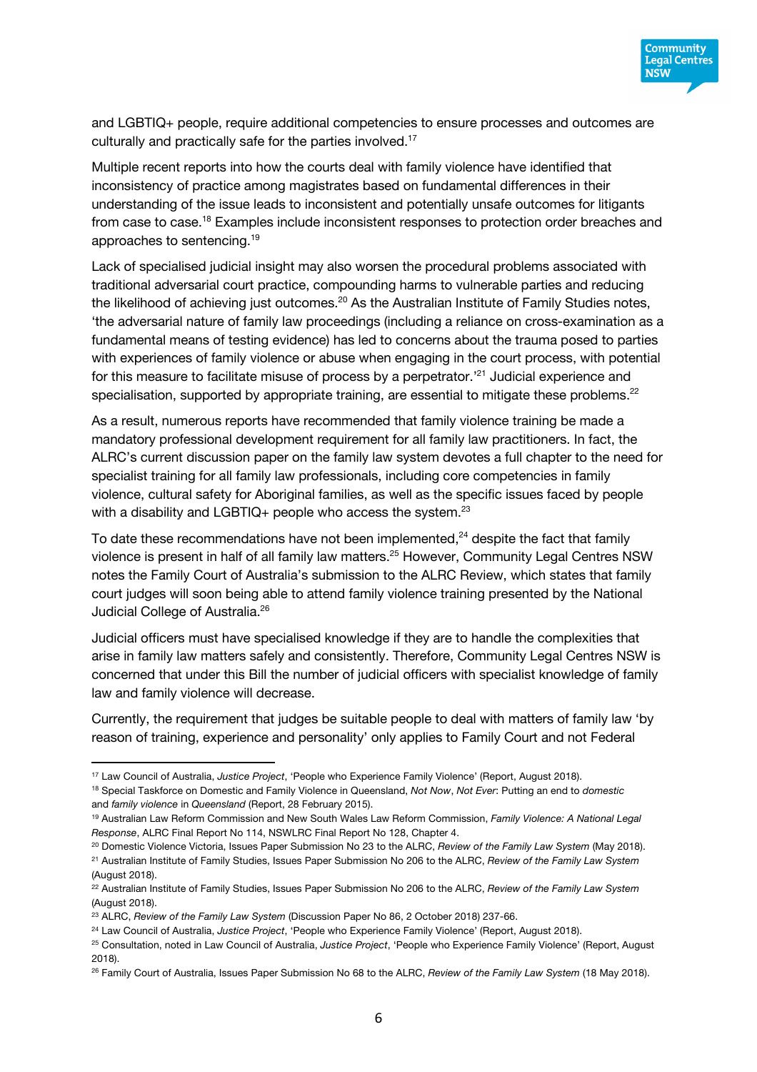and LGBTIQ+ people, require additional competencies to ensure processes and outcomes are culturally and practically safe for the parties involved.[17]

Multiple recent reports into how the courts deal with family violence have identified that inconsistency of practice among magistrates based on fundamental differences in their understanding of the issue leads to inconsistent and potentially unsafe outcomes for litigants from case to case.[18] Examples include inconsistent responses to protection order breaches and approaches to sentencing.[19]

Lack of specialised judicial insight may also worsen the procedural problems associated with traditional adversarial court practice, compounding harms to vulnerable parties and reducing the likelihood of achieving just outcomes.[20] As the Australian Institute of Family Studies notes, 'the adversarial nature of family law proceedings (including a reliance on cross-examination as a fundamental means of testing evidence) has led to concerns about the trauma posed to parties with experiences of family violence or abuse when engaging in the court process, with potential for this measure to facilitate misuse of process by a perpetrator.'[21] Judicial experience and specialisation, supported by appropriate training, are essential to mitigate these problems.[22]

As a result, numerous reports have recommended that family violence training be made a mandatory professional development requirement for all family law practitioners. In fact, the ALRC's current discussion paper on the family law system devotes a full chapter to the need for specialist training for all family law professionals, including core competencies in family violence, cultural safety for Aboriginal families, as well as the specific issues faced by people with a disability and LGBTIQ+ people who access the system.[23]

To date these recommendations have not been implemented,[24] despite the fact that family violence is present in half of all family law matters.[25] However, Community Legal Centres NSW notes the Family Court of Australia's submission to the ALRC Review, which states that family court judges will soon being able to attend family violence training presented by the National Judicial College of Australia.[26]

Judicial officers must have specialised knowledge if they are to handle the complexities that arise in family law matters safely and consistently. Therefore, Community Legal Centres NSW is concerned that under this Bill the number of judicial officers with specialist knowledge of family law and family violence will decrease.

Currently, the requirement that judges be suitable people to deal with matters of family law 'by reason of training, experience and personality' only applies to Family Court and not Federal

---

[17] Law Council of Australia, *Justice Project*, 'People who Experience Family Violence' (Report, August 2018).

[18] Special Taskforce on Domestic and Family Violence in Queensland, *Not Now*, *Not Ever*: Putting an end to *domestic* and *family violence* in *Queensland* (Report, 28 February 2015).

[19] Australian Law Reform Commission and New South Wales Law Reform Commission, *Family Violence: A National Legal Response*, ALRC Final Report No 114, NSWLRC Final Report No 128, Chapter 4.

[20] Domestic Violence Victoria, Issues Paper Submission No 23 to the ALRC, *Review of the Family Law System* (May 2018).

[21] Australian Institute of Family Studies, Issues Paper Submission No 206 to the ALRC, *Review of the Family Law System* (August 2018).

[22] Australian Institute of Family Studies, Issues Paper Submission No 206 to the ALRC, *Review of the Family Law System* (August 2018).

[23] ALRC, *Review of the Family Law System* (Discussion Paper No 86, 2 October 2018) 237-66.

[24] Law Council of Australia, *Justice Project*, 'People who Experience Family Violence' (Report, August 2018).

[25] Consultation, noted in Law Council of Australia, *Justice Project*, 'People who Experience Family Violence' (Report, August 2018).

[26] Family Court of Australia, Issues Paper Submission No 68 to the ALRC, *Review of the Family Law System* (18 May 2018).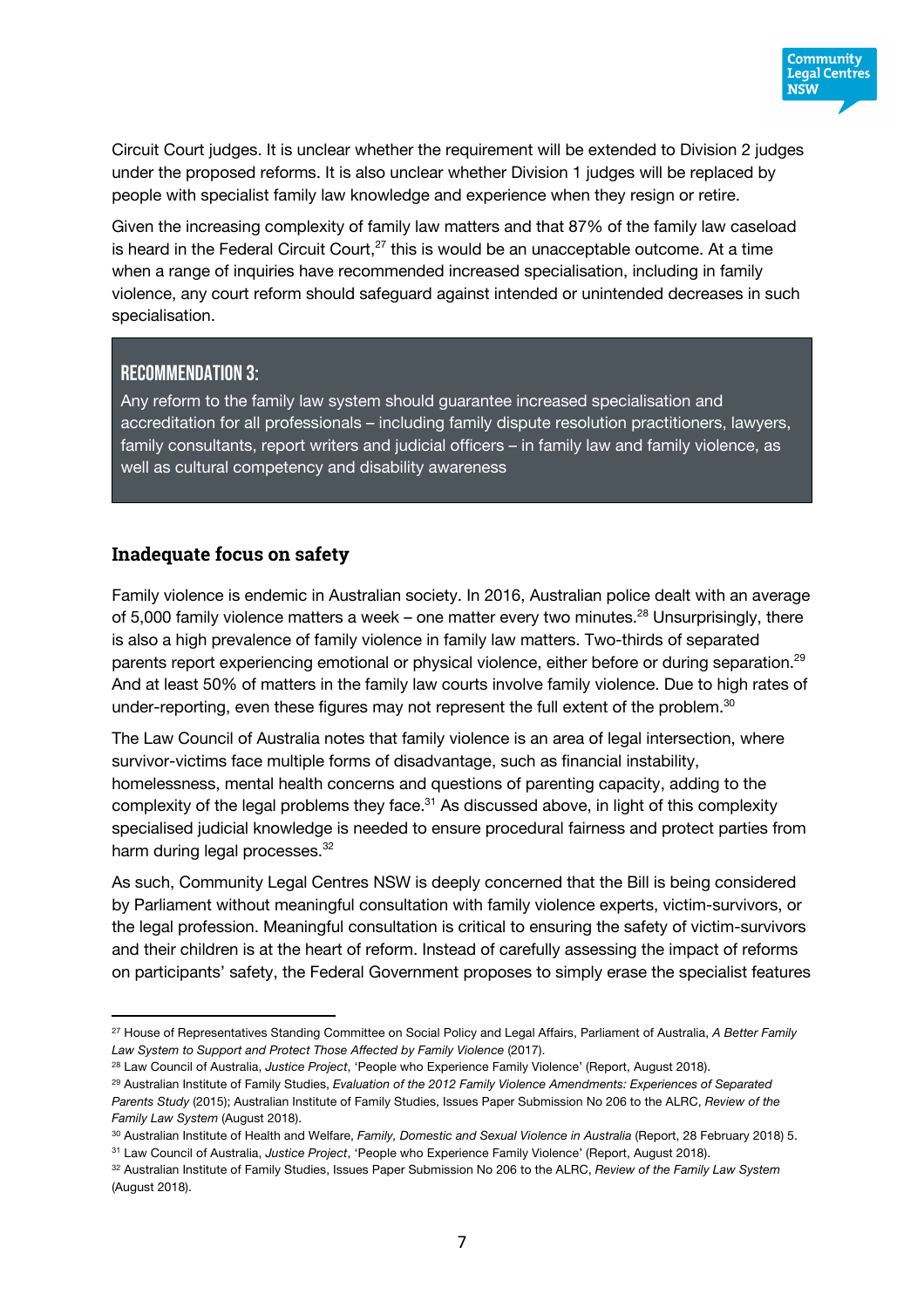Circuit Court judges. It is unclear whether the requirement will be extended to Division 2 judges under the proposed reforms. It is also unclear whether Division 1 judges will be replaced by people with specialist family law knowledge and experience when they resign or retire.

Given the increasing complexity of family law matters and that 87% of the family law caseload is heard in the Federal Circuit Court,[27] this is would be an unacceptable outcome. At a time when a range of inquiries have recommended increased specialisation, including in family violence, any court reform should safeguard against intended or unintended decreases in such specialisation.

> **RECOMMENDATION 3:**
> Any reform to the family law system should guarantee increased specialisation and accreditation for all professionals – including family dispute resolution practitioners, lawyers, family consultants, report writers and judicial officers – in family law and family violence, as well as cultural competency and disability awareness

## Inadequate focus on safety

Family violence is endemic in Australian society. In 2016, Australian police dealt with an average of 5,000 family violence matters a week – one matter every two minutes.[28] Unsurprisingly, there is also a high prevalence of family violence in family law matters. Two-thirds of separated parents report experiencing emotional or physical violence, either before or during separation.[29] And at least 50% of matters in the family law courts involve family violence. Due to high rates of under-reporting, even these figures may not represent the full extent of the problem.[30]

The Law Council of Australia notes that family violence is an area of legal intersection, where survivor-victims face multiple forms of disadvantage, such as financial instability, homelessness, mental health concerns and questions of parenting capacity, adding to the complexity of the legal problems they face.[31] As discussed above, in light of this complexity specialised judicial knowledge is needed to ensure procedural fairness and protect parties from harm during legal processes.[32]

As such, Community Legal Centres NSW is deeply concerned that the Bill is being considered by Parliament without meaningful consultation with family violence experts, victim-survivors, or the legal profession. Meaningful consultation is critical to ensuring the safety of victim-survivors and their children is at the heart of reform. Instead of carefully assessing the impact of reforms on participants' safety, the Federal Government proposes to simply erase the specialist features

---

[27] House of Representatives Standing Committee on Social Policy and Legal Affairs, Parliament of Australia, *A Better Family Law System to Support and Protect Those Affected by Family Violence* (2017).

[28] Law Council of Australia, *Justice Project*, 'People who Experience Family Violence' (Report, August 2018).

[29] Australian Institute of Family Studies, *Evaluation of the 2012 Family Violence Amendments: Experiences of Separated Parents Study* (2015); Australian Institute of Family Studies, Issues Paper Submission No 206 to the ALRC, *Review of the Family Law System* (August 2018).

[30] Australian Institute of Health and Welfare, *Family, Domestic and Sexual Violence in Australia* (Report, 28 February 2018) 5.

[31] Law Council of Australia, *Justice Project*, 'People who Experience Family Violence' (Report, August 2018).

[32] Australian Institute of Family Studies, Issues Paper Submission No 206 to the ALRC, *Review of the Family Law System* (August 2018).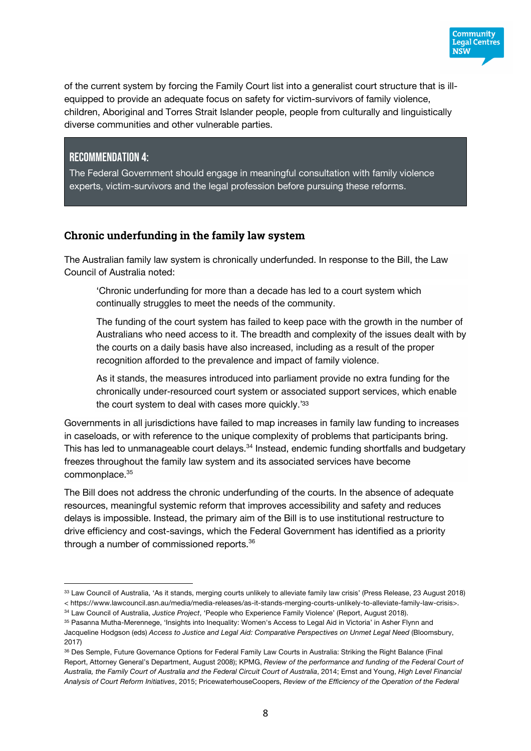of the current system by forcing the Family Court list into a generalist court structure that is ill-equipped to provide an adequate focus on safety for victim-survivors of family violence, children, Aboriginal and Torres Strait Islander people, people from culturally and linguistically diverse communities and other vulnerable parties.

> **RECOMMENDATION 4:**
>
> The Federal Government should engage in meaningful consultation with family violence experts, victim-survivors and the legal profession before pursuing these reforms.

## Chronic underfunding in the family law system

The Australian family law system is chronically underfunded. In response to the Bill, the Law Council of Australia noted:

> 'Chronic underfunding for more than a decade has led to a court system which continually struggles to meet the needs of the community.
>
> The funding of the court system has failed to keep pace with the growth in the number of Australians who need access to it. The breadth and complexity of the issues dealt with by the courts on a daily basis have also increased, including as a result of the proper recognition afforded to the prevalence and impact of family violence.
>
> As it stands, the measures introduced into parliament provide no extra funding for the chronically under-resourced court system or associated support services, which enable the court system to deal with cases more quickly.'[33]

Governments in all jurisdictions have failed to map increases in family law funding to increases in caseloads, or with reference to the unique complexity of problems that participants bring. This has led to unmanageable court delays.[34] Instead, endemic funding shortfalls and budgetary freezes throughout the family law system and its associated services have become commonplace.[35]

The Bill does not address the chronic underfunding of the courts. In the absence of adequate resources, meaningful systemic reform that improves accessibility and safety and reduces delays is impossible. Instead, the primary aim of the Bill is to use institutional restructure to drive efficiency and cost-savings, which the Federal Government has identified as a priority through a number of commissioned reports.[36]

---

[33] Law Council of Australia, 'As it stands, merging courts unlikely to alleviate family law crisis' (Press Release, 23 August 2018) < https://www.lawcouncil.asn.au/media/media-releases/as-it-stands-merging-courts-unlikely-to-alleviate-family-law-crisis>.

[34] Law Council of Australia, *Justice Project*, 'People who Experience Family Violence' (Report, August 2018).

[35] Pasanna Mutha-Merennege, 'Insights into Inequality: Women's Access to Legal Aid in Victoria' in Asher Flynn and Jacqueline Hodgson (eds) *Access to Justice and Legal Aid: Comparative Perspectives on Unmet Legal Need* (Bloomsbury, 2017)

[36] Des Semple, Future Governance Options for Federal Family Law Courts in Australia: Striking the Right Balance (Final Report, Attorney General's Department, August 2008); KPMG, *Review of the performance and funding of the Federal Court of Australia, the Family Court of Australia and the Federal Circuit Court of Australia*, 2014; Ernst and Young, *High Level Financial Analysis of Court Reform Initiatives*, 2015; PricewaterhouseCoopers, *Review of the Efficiency of the Operation of the Federal*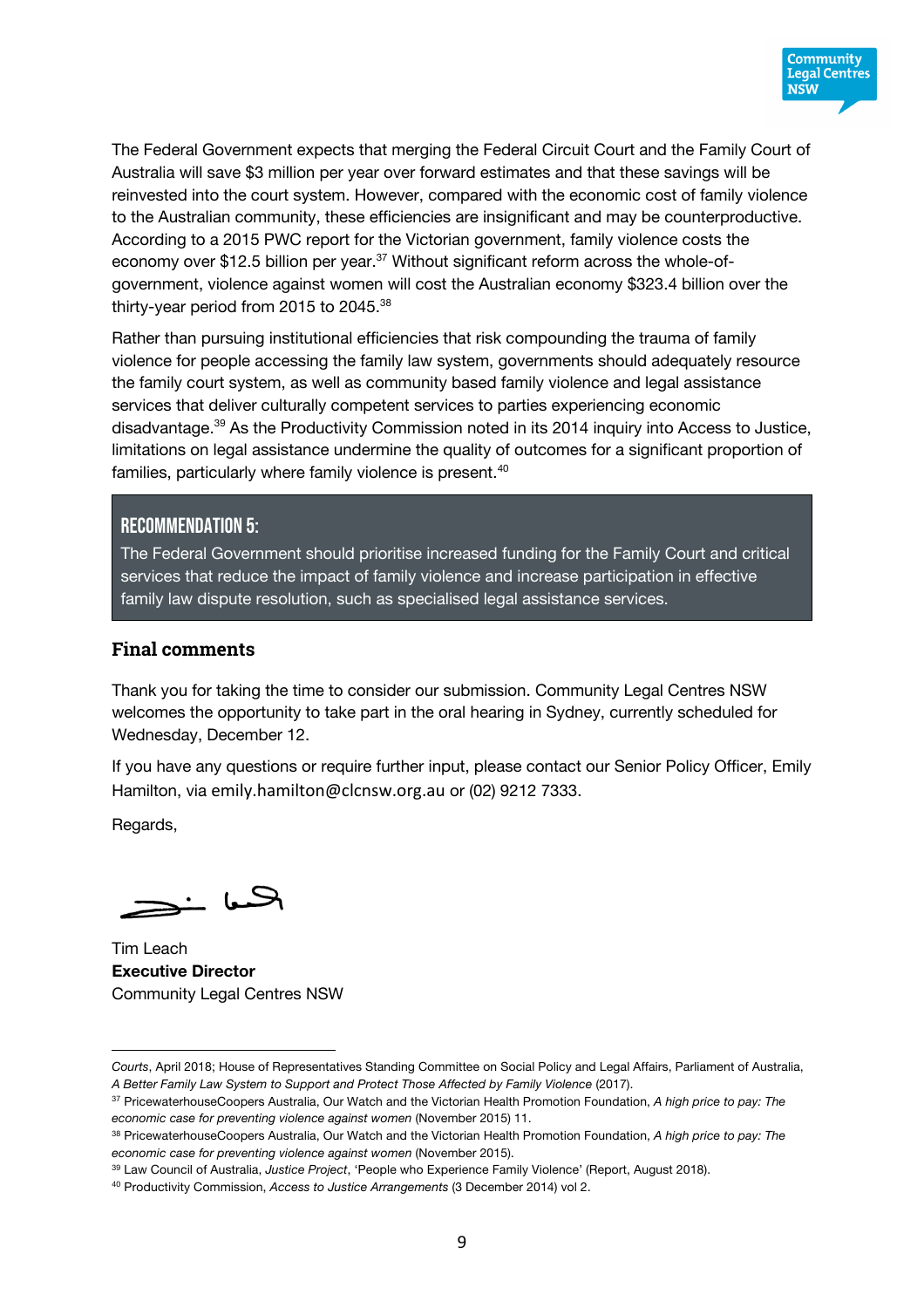The Federal Government expects that merging the Federal Circuit Court and the Family Court of Australia will save $3 million per year over forward estimates and that these savings will be reinvested into the court system. However, compared with the economic cost of family violence to the Australian community, these efficiencies are insignificant and may be counterproductive. According to a 2015 PWC report for the Victorian government, family violence costs the economy over $12.5 billion per year.[37] Without significant reform across the whole-of-government, violence against women will cost the Australian economy $323.4 billion over the thirty-year period from 2015 to 2045.[38]

Rather than pursuing institutional efficiencies that risk compounding the trauma of family violence for people accessing the family law system, governments should adequately resource the family court system, as well as community based family violence and legal assistance services that deliver culturally competent services to parties experiencing economic disadvantage.[39] As the Productivity Commission noted in its 2014 inquiry into Access to Justice, limitations on legal assistance undermine the quality of outcomes for a significant proportion of families, particularly where family violence is present.[40]

> **RECOMMENDATION 5:**
> The Federal Government should prioritise increased funding for the Family Court and critical services that reduce the impact of family violence and increase participation in effective family law dispute resolution, such as specialised legal assistance services.

## Final comments

Thank you for taking the time to consider our submission. Community Legal Centres NSW welcomes the opportunity to take part in the oral hearing in Sydney, currently scheduled for Wednesday, December 12.

If you have any questions or require further input, please contact our Senior Policy Officer, Emily Hamilton, via emily.hamilton@clcnsw.org.au or (02) 9212 7333.

Regards,

Tim Leach
**Executive Director**
Community Legal Centres NSW

---

*Courts*, April 2018; House of Representatives Standing Committee on Social Policy and Legal Affairs, Parliament of Australia, *A Better Family Law System to Support and Protect Those Affected by Family Violence* (2017).

[37] PricewaterhouseCoopers Australia, Our Watch and the Victorian Health Promotion Foundation, *A high price to pay: The economic case for preventing violence against women* (November 2015) 11.

[38] PricewaterhouseCoopers Australia, Our Watch and the Victorian Health Promotion Foundation, *A high price to pay: The economic case for preventing violence against women* (November 2015).

[39] Law Council of Australia, *Justice Project*, 'People who Experience Family Violence' (Report, August 2018).

[40] Productivity Commission, *Access to Justice Arrangements* (3 December 2014) vol 2.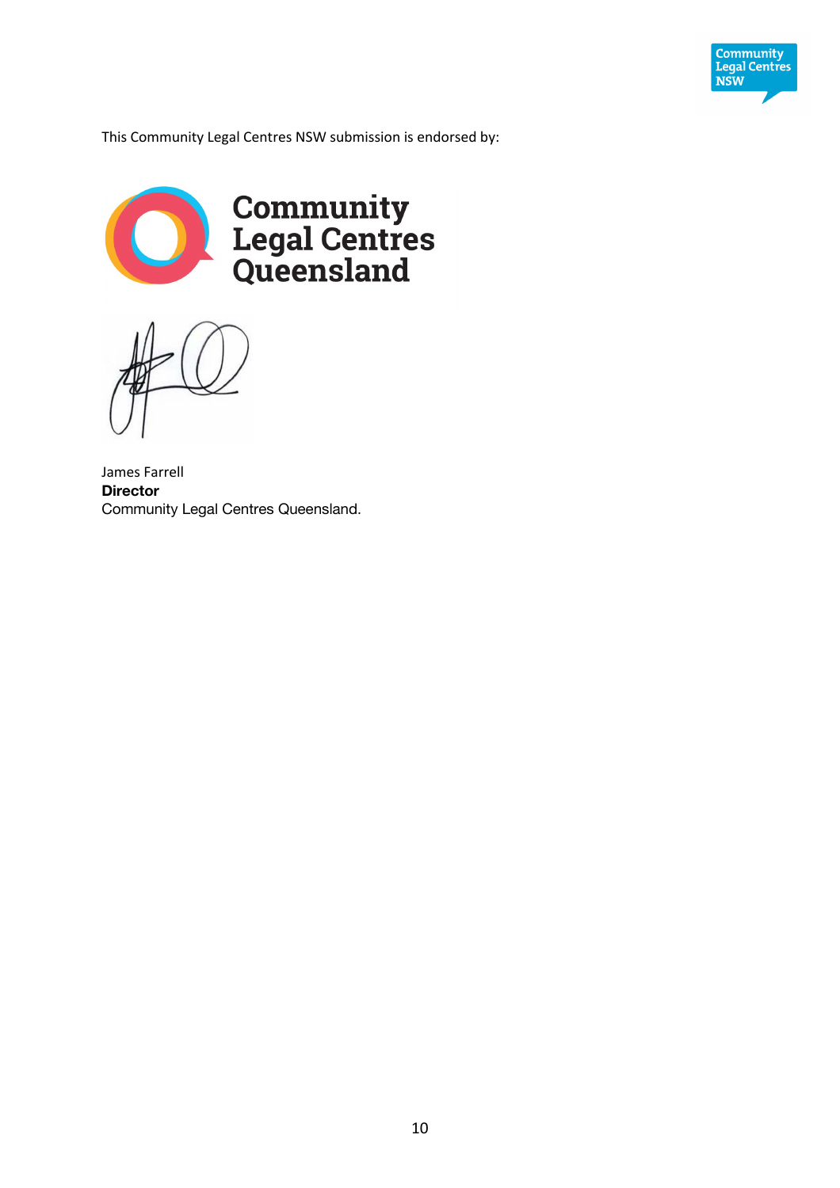This Community Legal Centres NSW submission is endorsed by:

James Farrell
**Director**
Community Legal Centres Queensland.